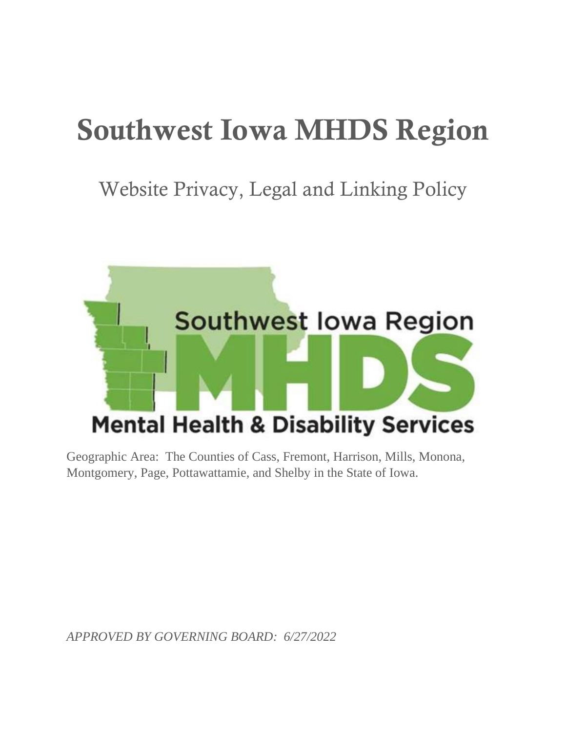# Southwest Iowa MHDS Region

## Website Privacy, Legal and Linking Policy

Geographic Area: The Counties of Cass, Fremont, Harrison, Mills, Monona, Montgomery, Page, Pottawattamie, and Shelby in the State of Iowa.

*APPROVED BY GOVERNING BOARD: 6/27/2022*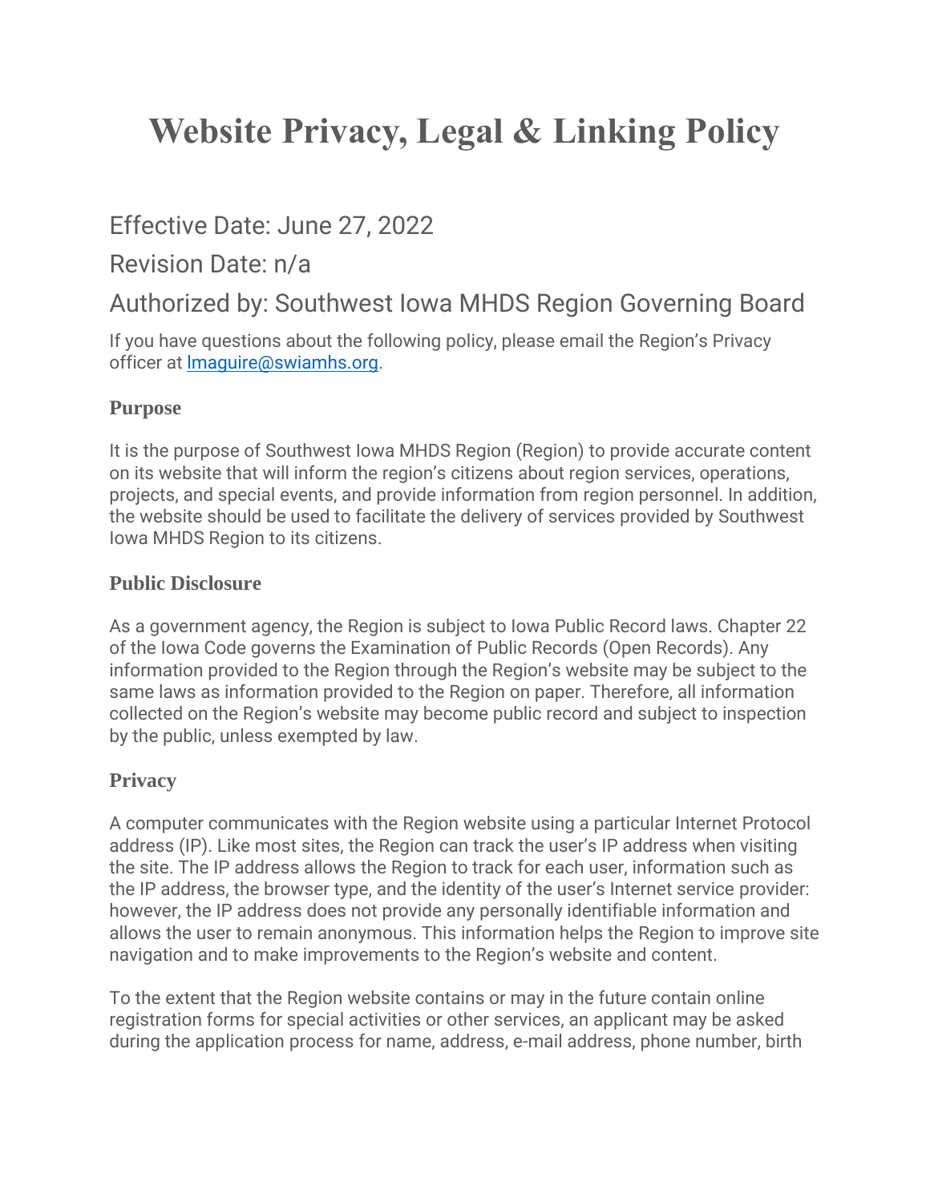# Website Privacy, Legal & Linking Policy

## Effective Date: June 27, 2022

## Revision Date: n/a

## Authorized by: Southwest Iowa MHDS Region Governing Board

If you have questions about the following policy, please email the Region's Privacy officer at [lmaguire@swiamhs.org](mailto:lmaguire@swiamhs.org).

### Purpose

It is the purpose of Southwest Iowa MHDS Region (Region) to provide accurate content on its website that will inform the region's citizens about region services, operations, projects, and special events, and provide information from region personnel. In addition, the website should be used to facilitate the delivery of services provided by Southwest Iowa MHDS Region to its citizens.

### Public Disclosure

As a government agency, the Region is subject to Iowa Public Record laws. Chapter 22 of the Iowa Code governs the Examination of Public Records (Open Records). Any information provided to the Region through the Region's website may be subject to the same laws as information provided to the Region on paper. Therefore, all information collected on the Region's website may become public record and subject to inspection by the public, unless exempted by law.

### Privacy

A computer communicates with the Region website using a particular Internet Protocol address (IP). Like most sites, the Region can track the user's IP address when visiting the site. The IP address allows the Region to track for each user, information such as the IP address, the browser type, and the identity of the user's Internet service provider: however, the IP address does not provide any personally identifiable information and allows the user to remain anonymous. This information helps the Region to improve site navigation and to make improvements to the Region's website and content.

To the extent that the Region website contains or may in the future contain online registration forms for special activities or other services, an applicant may be asked during the application process for name, address, e-mail address, phone number, birth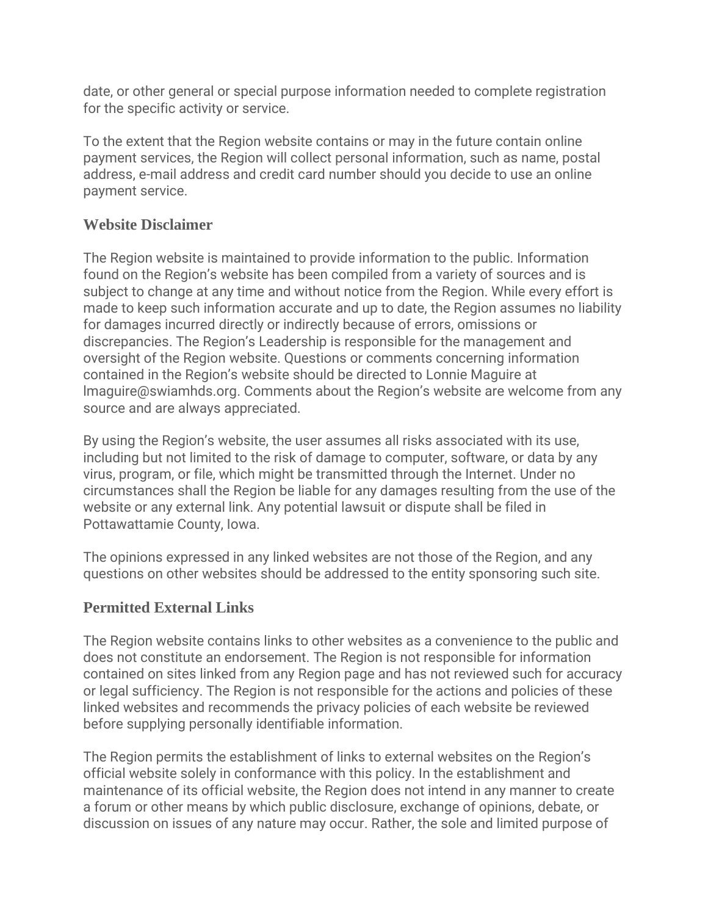date, or other general or special purpose information needed to complete registration for the specific activity or service.

To the extent that the Region website contains or may in the future contain online payment services, the Region will collect personal information, such as name, postal address, e-mail address and credit card number should you decide to use an online payment service.

### Website Disclaimer

The Region website is maintained to provide information to the public. Information found on the Region's website has been compiled from a variety of sources and is subject to change at any time and without notice from the Region. While every effort is made to keep such information accurate and up to date, the Region assumes no liability for damages incurred directly or indirectly because of errors, omissions or discrepancies. The Region's Leadership is responsible for the management and oversight of the Region website. Questions or comments concerning information contained in the Region's website should be directed to Lonnie Maguire at lmaguire@swiamhds.org. Comments about the Region's website are welcome from any source and are always appreciated.

By using the Region's website, the user assumes all risks associated with its use, including but not limited to the risk of damage to computer, software, or data by any virus, program, or file, which might be transmitted through the Internet. Under no circumstances shall the Region be liable for any damages resulting from the use of the website or any external link. Any potential lawsuit or dispute shall be filed in Pottawattamie County, Iowa.

The opinions expressed in any linked websites are not those of the Region, and any questions on other websites should be addressed to the entity sponsoring such site.

### Permitted External Links

The Region website contains links to other websites as a convenience to the public and does not constitute an endorsement. The Region is not responsible for information contained on sites linked from any Region page and has not reviewed such for accuracy or legal sufficiency. The Region is not responsible for the actions and policies of these linked websites and recommends the privacy policies of each website be reviewed before supplying personally identifiable information.

The Region permits the establishment of links to external websites on the Region's official website solely in conformance with this policy. In the establishment and maintenance of its official website, the Region does not intend in any manner to create a forum or other means by which public disclosure, exchange of opinions, debate, or discussion on issues of any nature may occur. Rather, the sole and limited purpose of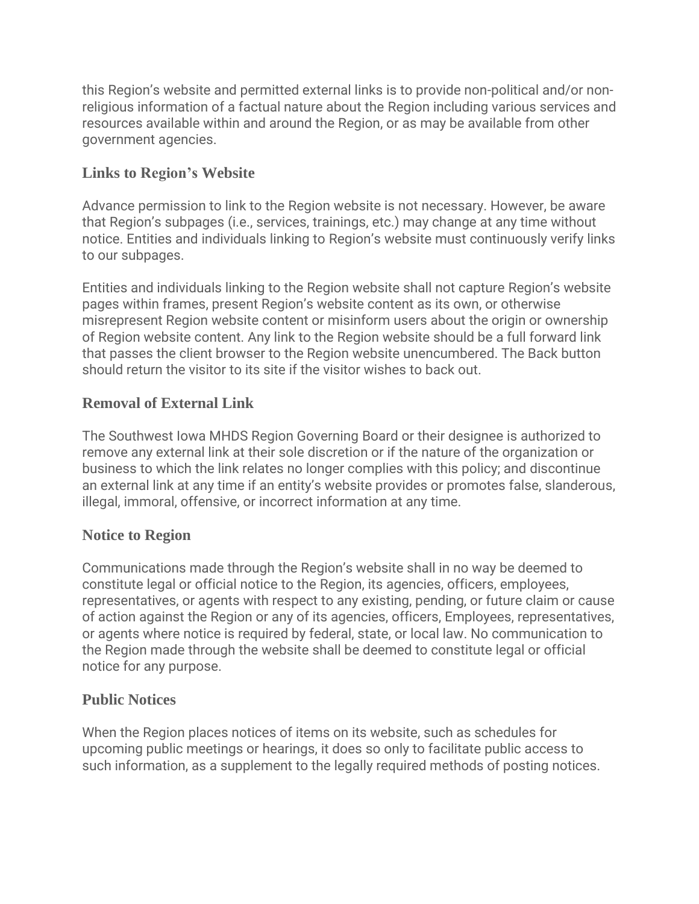this Region's website and permitted external links is to provide non-political and/or non-religious information of a factual nature about the Region including various services and resources available within and around the Region, or as may be available from other government agencies.

### Links to Region's Website

Advance permission to link to the Region website is not necessary. However, be aware that Region's subpages (i.e., services, trainings, etc.) may change at any time without notice. Entities and individuals linking to Region's website must continuously verify links to our subpages.

Entities and individuals linking to the Region website shall not capture Region's website pages within frames, present Region's website content as its own, or otherwise misrepresent Region website content or misinform users about the origin or ownership of Region website content. Any link to the Region website should be a full forward link that passes the client browser to the Region website unencumbered. The Back button should return the visitor to its site if the visitor wishes to back out.

### Removal of External Link

The Southwest Iowa MHDS Region Governing Board or their designee is authorized to remove any external link at their sole discretion or if the nature of the organization or business to which the link relates no longer complies with this policy; and discontinue an external link at any time if an entity's website provides or promotes false, slanderous, illegal, immoral, offensive, or incorrect information at any time.

### Notice to Region

Communications made through the Region's website shall in no way be deemed to constitute legal or official notice to the Region, its agencies, officers, employees, representatives, or agents with respect to any existing, pending, or future claim or cause of action against the Region or any of its agencies, officers, Employees, representatives, or agents where notice is required by federal, state, or local law. No communication to the Region made through the website shall be deemed to constitute legal or official notice for any purpose.

### Public Notices

When the Region places notices of items on its website, such as schedules for upcoming public meetings or hearings, it does so only to facilitate public access to such information, as a supplement to the legally required methods of posting notices.